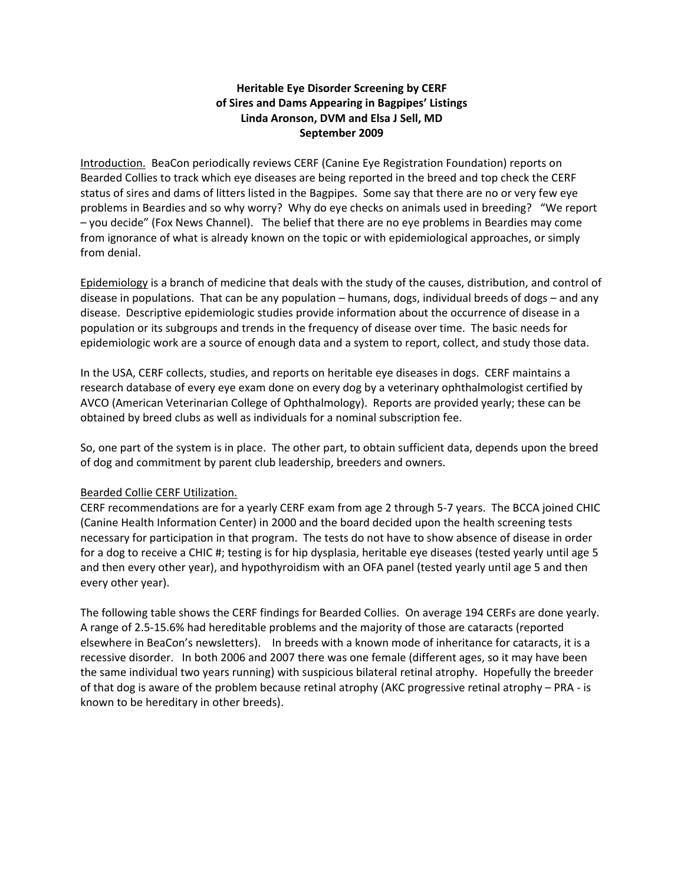**Heritable Eye Disorder Screening by CERF of Sires and Dams Appearing in Bagpipes' Listings**

**Linda Aronson, DVM and Elsa J Sell, MD**

**September 2009**

Introduction. BeaCon periodically reviews CERF (Canine Eye Registration Foundation) reports on Bearded Collies to track which eye diseases are being reported in the breed and top check the CERF status of sires and dams of litters listed in the Bagpipes. Some say that there are no or very few eye problems in Beardies and so why worry? Why do eye checks on animals used in breeding? "We report – you decide" (Fox News Channel). The belief that there are no eye problems in Beardies may come from ignorance of what is already known on the topic or with epidemiological approaches, or simply from denial.

Epidemiology is a branch of medicine that deals with the study of the causes, distribution, and control of disease in populations. That can be any population – humans, dogs, individual breeds of dogs – and any disease. Descriptive epidemiologic studies provide information about the occurrence of disease in a population or its subgroups and trends in the frequency of disease over time. The basic needs for epidemiologic work are a source of enough data and a system to report, collect, and study those data.

In the USA, CERF collects, studies, and reports on heritable eye diseases in dogs. CERF maintains a research database of every eye exam done on every dog by a veterinary ophthalmologist certified by AVCO (American Veterinarian College of Ophthalmology). Reports are provided yearly; these can be obtained by breed clubs as well as individuals for a nominal subscription fee.

So, one part of the system is in place. The other part, to obtain sufficient data, depends upon the breed of dog and commitment by parent club leadership, breeders and owners.

Bearded Collie CERF Utilization.

CERF recommendations are for a yearly CERF exam from age 2 through 5-7 years. The BCCA joined CHIC (Canine Health Information Center) in 2000 and the board decided upon the health screening tests necessary for participation in that program. The tests do not have to show absence of disease in order for a dog to receive a CHIC #; testing is for hip dysplasia, heritable eye diseases (tested yearly until age 5 and then every other year), and hypothyroidism with an OFA panel (tested yearly until age 5 and then every other year).

The following table shows the CERF findings for Bearded Collies. On average 194 CERFs are done yearly. A range of 2.5-15.6% had hereditable problems and the majority of those are cataracts (reported elsewhere in BeaCon's newsletters). In breeds with a known mode of inheritance for cataracts, it is a recessive disorder. In both 2006 and 2007 there was one female (different ages, so it may have been the same individual two years running) with suspicious bilateral retinal atrophy. Hopefully the breeder of that dog is aware of the problem because retinal atrophy (AKC progressive retinal atrophy – PRA - is known to be hereditary in other breeds).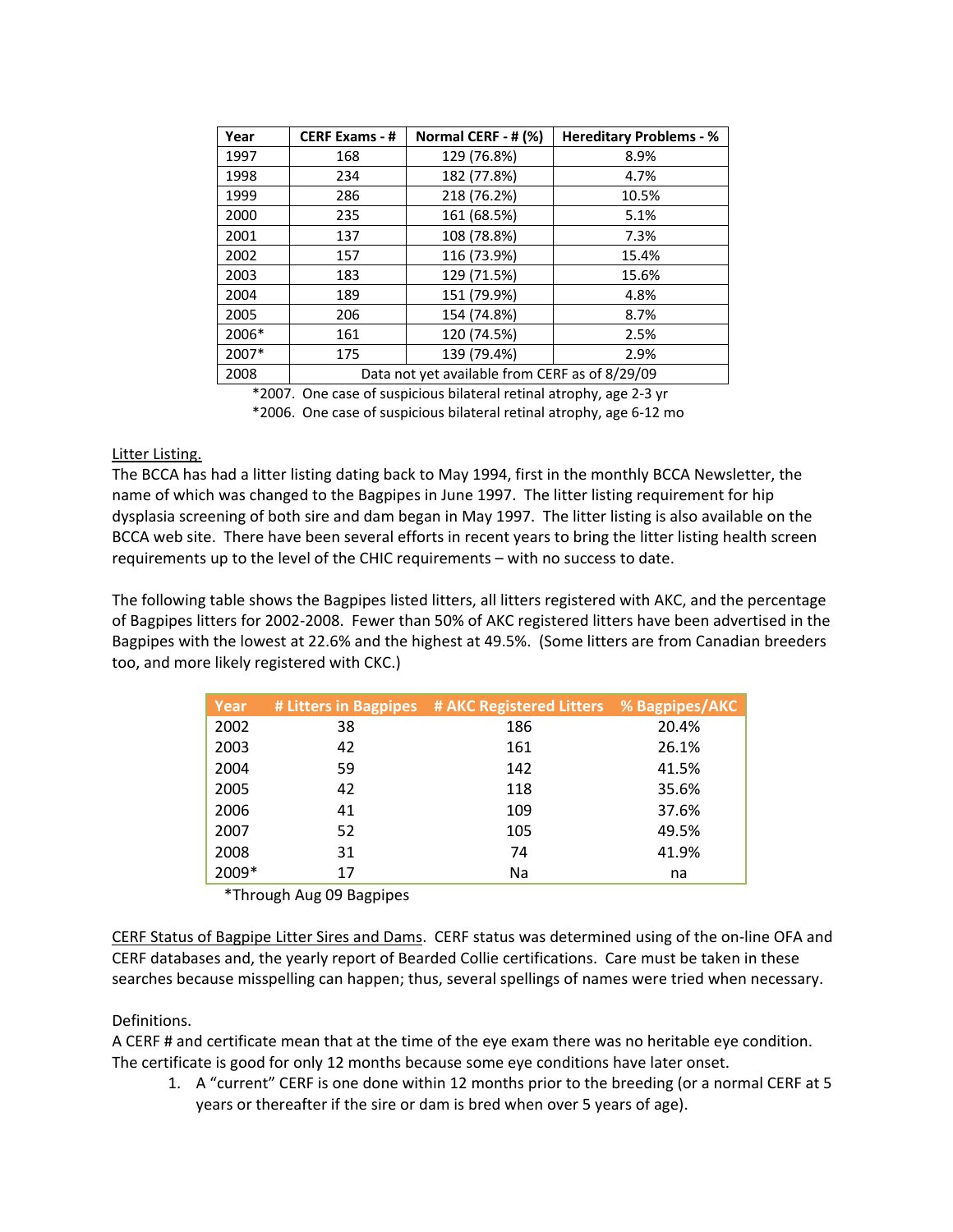| Year | CERF Exams - # | Normal CERF - # (%) | Hereditary Problems - % |
|---|---|---|---|
| 1997 | 168 | 129 (76.8%) | 8.9% |
| 1998 | 234 | 182 (77.8%) | 4.7% |
| 1999 | 286 | 218 (76.2%) | 10.5% |
| 2000 | 235 | 161 (68.5%) | 5.1% |
| 2001 | 137 | 108 (78.8%) | 7.3% |
| 2002 | 157 | 116 (73.9%) | 15.4% |
| 2003 | 183 | 129 (71.5%) | 15.6% |
| 2004 | 189 | 151 (79.9%) | 4.8% |
| 2005 | 206 | 154 (74.8%) | 8.7% |
| 2006* | 161 | 120 (74.5%) | 2.5% |
| 2007* | 175 | 139 (79.4%) | 2.9% |
| 2008 | Data not yet available from CERF as of 8/29/09 | | |

*2007. One case of suspicious bilateral retinal atrophy, age 2-3 yr

*2006. One case of suspicious bilateral retinal atrophy, age 6-12 mo

Litter Listing.

The BCCA has had a litter listing dating back to May 1994, first in the monthly BCCA Newsletter, the name of which was changed to the Bagpipes in June 1997. The litter listing requirement for hip dysplasia screening of both sire and dam began in May 1997. The litter listing is also available on the BCCA web site. There have been several efforts in recent years to bring the litter listing health screen requirements up to the level of the CHIC requirements – with no success to date.

The following table shows the Bagpipes listed litters, all litters registered with AKC, and the percentage of Bagpipes litters for 2002-2008. Fewer than 50% of AKC registered litters have been advertised in the Bagpipes with the lowest at 22.6% and the highest at 49.5%. (Some litters are from Canadian breeders too, and more likely registered with CKC.)

| Year | # Litters in Bagpipes | # AKC Registered Litters | % Bagpipes/AKC |
|---|---|---|---|
| 2002 | 38 | 186 | 20.4% |
| 2003 | 42 | 161 | 26.1% |
| 2004 | 59 | 142 | 41.5% |
| 2005 | 42 | 118 | 35.6% |
| 2006 | 41 | 109 | 37.6% |
| 2007 | 52 | 105 | 49.5% |
| 2008 | 31 | 74 | 41.9% |
| 2009* | 17 | Na | na |

*Through Aug 09 Bagpipes

CERF Status of Bagpipe Litter Sires and Dams. CERF status was determined using of the on-line OFA and CERF databases and, the yearly report of Bearded Collie certifications. Care must be taken in these searches because misspelling can happen; thus, several spellings of names were tried when necessary.

Definitions.

A CERF # and certificate mean that at the time of the eye exam there was no heritable eye condition. The certificate is good for only 12 months because some eye conditions have later onset.

1. A "current" CERF is one done within 12 months prior to the breeding (or a normal CERF at 5 years or thereafter if the sire or dam is bred when over 5 years of age).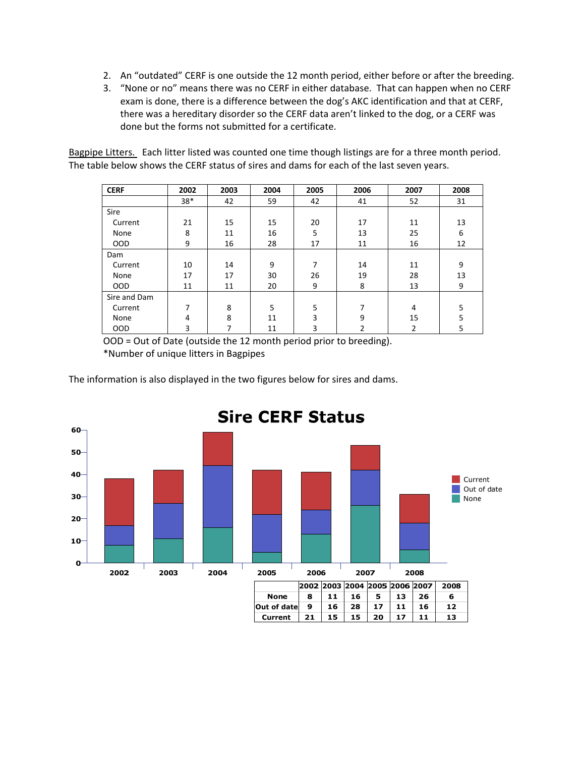2. An "outdated" CERF is one outside the 12 month period, either before or after the breeding.
3. "None or no" means there was no CERF in either database. That can happen when no CERF exam is done, there is a difference between the dog's AKC identification and that at CERF, there was a hereditary disorder so the CERF data aren't linked to the dog, or a CERF was done but the forms not submitted for a certificate.

<u>Bagpipe Litters.</u> Each litter listed was counted one time though listings are for a three month period. The table below shows the CERF status of sires and dams for each of the last seven years.

| CERF | 2002 | 2003 | 2004 | 2005 | 2006 | 2007 | 2008 |
|---|---|---|---|---|---|---|---|
| | 38* | 42 | 59 | 42 | 41 | 52 | 31 |
| Sire | | | | | | | |
| Current | 21 | 15 | 15 | 20 | 17 | 11 | 13 |
| None | 8 | 11 | 16 | 5 | 13 | 25 | 6 |
| OOD | 9 | 16 | 28 | 17 | 11 | 16 | 12 |
| Dam | | | | | | | |
| Current | 10 | 14 | 9 | 7 | 14 | 11 | 9 |
| None | 17 | 17 | 30 | 26 | 19 | 28 | 13 |
| OOD | 11 | 11 | 20 | 9 | 8 | 13 | 9 |
| Sire and Dam | | | | | | | |
| Current | 7 | 8 | 5 | 5 | 7 | 4 | 5 |
| None | 4 | 8 | 11 | 3 | 9 | 15 | 5 |
| OOD | 3 | 7 | 11 | 3 | 2 | 2 | 5 |

OOD = Out of Date (outside the 12 month period prior to breeding).
*Number of unique litters in Bagpipes

The information is also displayed in the two figures below for sires and dams.

**Sire CERF Status**

| | 2002 | 2003 | 2004 | 2005 | 2006 | 2007 | 2008 |
|---|---|---|---|---|---|---|---|
| None | 8 | 11 | 16 | 5 | 13 | 26 | 6 |
| Out of date | 9 | 16 | 28 | 17 | 11 | 16 | 12 |
| Current | 21 | 15 | 15 | 20 | 17 | 11 | 13 |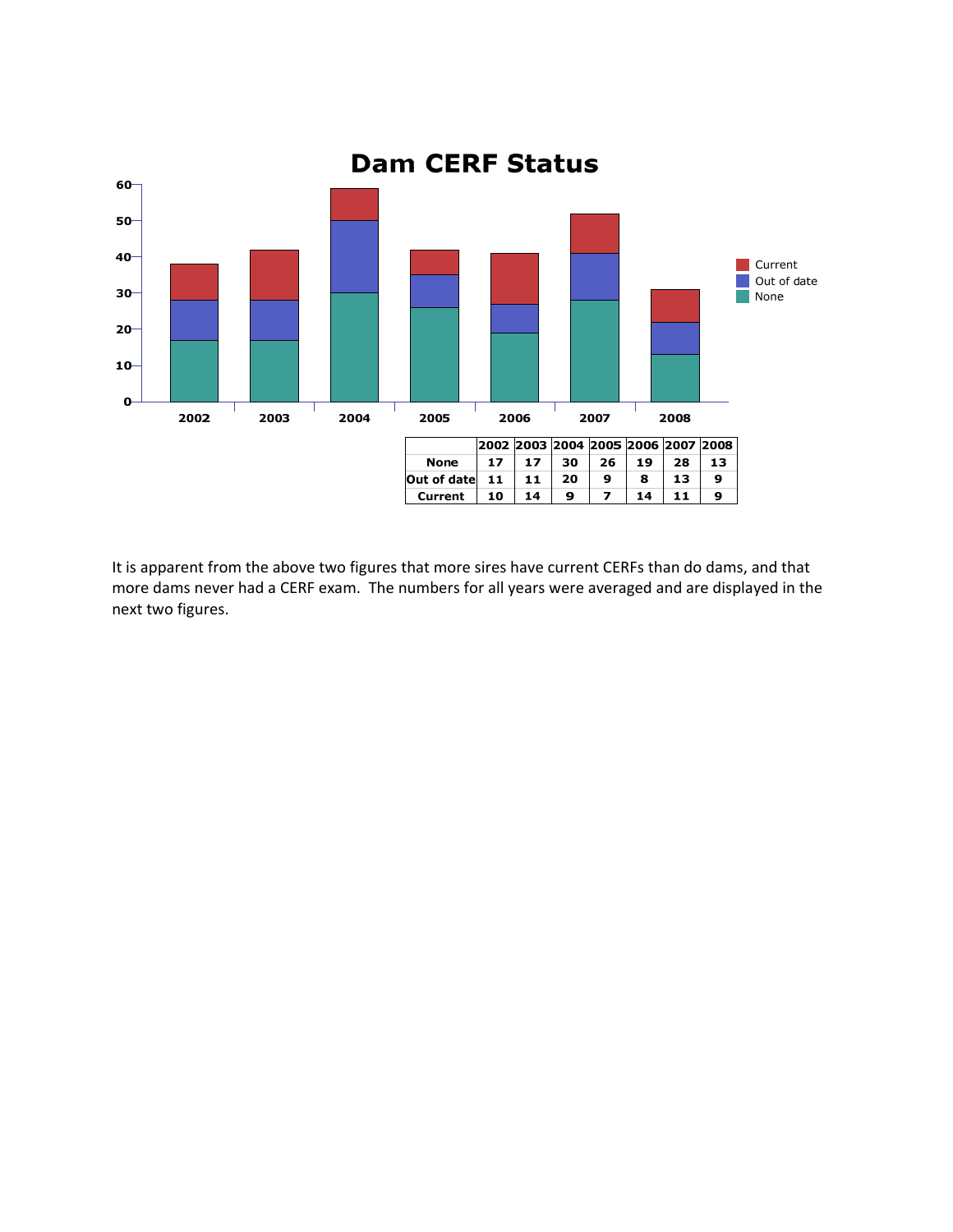## Dam CERF Status

| | 2002 | 2003 | 2004 | 2005 | 2006 | 2007 | 2008 |
|---|---|---|---|---|---|---|---|
| None | 17 | 17 | 30 | 26 | 19 | 28 | 13 |
| Out of date | 11 | 11 | 20 | 9 | 8 | 13 | 9 |
| Current | 10 | 14 | 9 | 7 | 14 | 11 | 9 |

It is apparent from the above two figures that more sires have current CERFs than do dams, and that more dams never had a CERF exam. The numbers for all years were averaged and are displayed in the next two figures.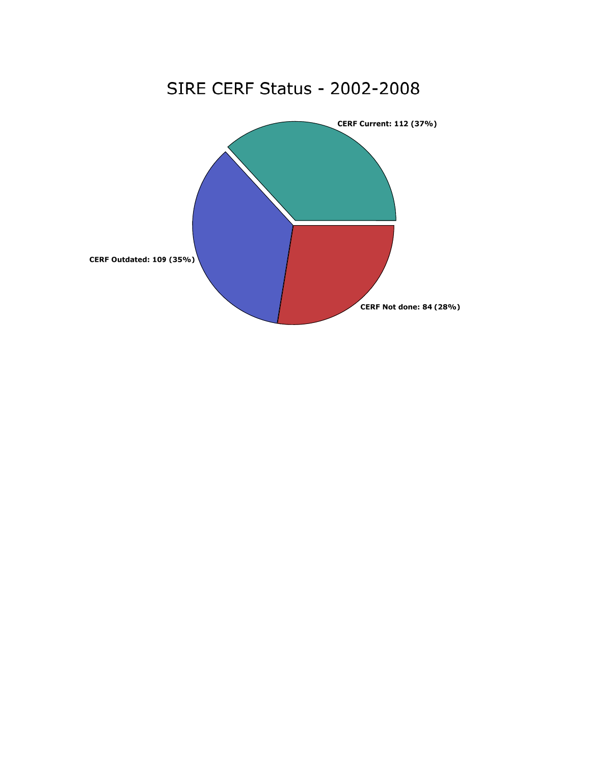# SIRE CERF Status - 2002-2008

CERF Current: 112 (37%)

CERF Outdated: 109 (35%)

CERF Not done: 84 (28%)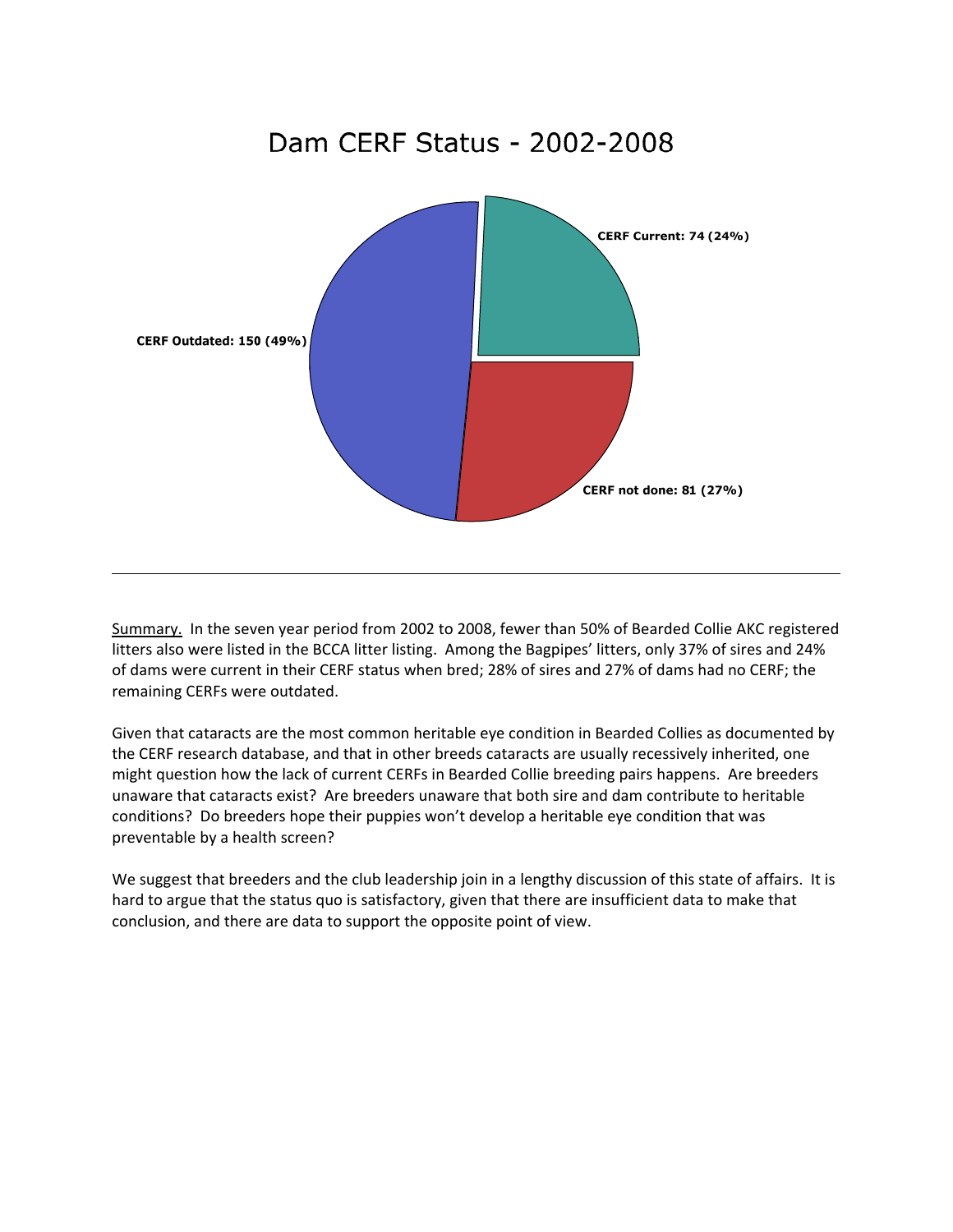Dam CERF Status - 2002-2008

CERF Current: 74 (24%)

CERF Outdated: 150 (49%)

CERF not done: 81 (27%)

---

<u>Summary.</u> In the seven year period from 2002 to 2008, fewer than 50% of Bearded Collie AKC registered litters also were listed in the BCCA litter listing. Among the Bagpipes' litters, only 37% of sires and 24% of dams were current in their CERF status when bred; 28% of sires and 27% of dams had no CERF; the remaining CERFs were outdated.

Given that cataracts are the most common heritable eye condition in Bearded Collies as documented by the CERF research database, and that in other breeds cataracts are usually recessively inherited, one might question how the lack of current CERFs in Bearded Collie breeding pairs happens. Are breeders unaware that cataracts exist? Are breeders unaware that both sire and dam contribute to heritable conditions? Do breeders hope their puppies won't develop a heritable eye condition that was preventable by a health screen?

We suggest that breeders and the club leadership join in a lengthy discussion of this state of affairs. It is hard to argue that the status quo is satisfactory, given that there are insufficient data to make that conclusion, and there are data to support the opposite point of view.